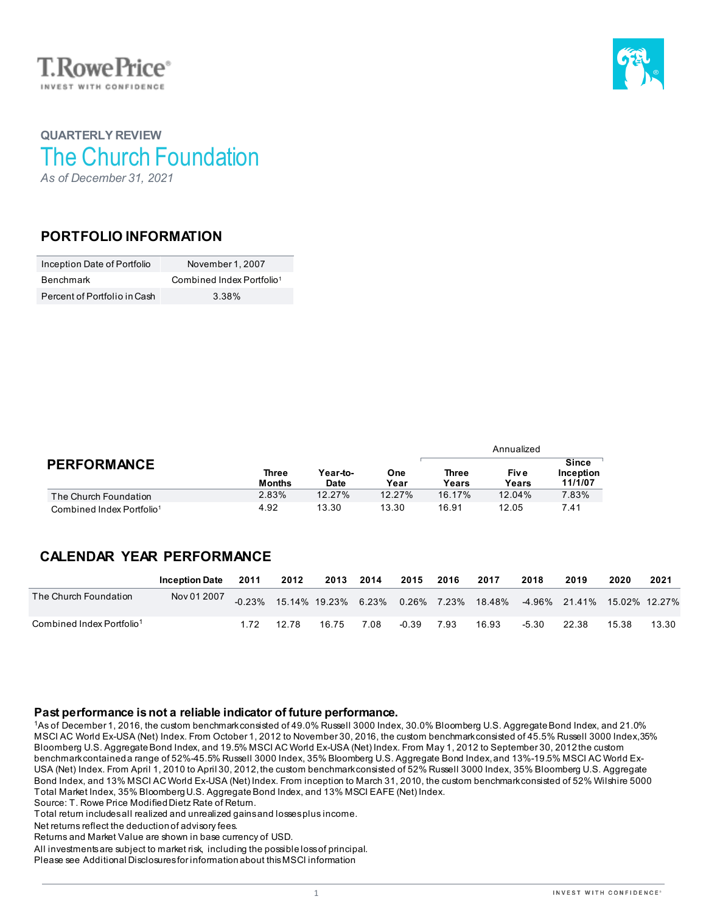QUARTERLY REVIEW

# The Church Foundation

*As of December 31, 2021*

## PORTFOLIO INFORMATION

| | |
|---|---|
| Inception Date of Portfolio | November 1, 2007 |
| Benchmark | Combined Index Portfolio[1] |
| Percent of Portfolio in Cash | 3.38% |

## PERFORMANCE

| | Three Months | Year-to-Date | One Year | Annualized Three Years | Annualized Five Years | Annualized Since Inception 11/1/07 |
|---|---|---|---|---|---|---|
| The Church Foundation | 2.83% | 12.27% | 12.27% | 16.17% | 12.04% | 7.83% |
| Combined Index Portfolio[1] | 4.92 | 13.30 | 13.30 | 16.91 | 12.05 | 7.41 |

## CALENDAR YEAR PERFORMANCE

| | Inception Date | 2011 | 2012 | 2013 | 2014 | 2015 | 2016 | 2017 | 2018 | 2019 | 2020 | 2021 |
|---|---|---|---|---|---|---|---|---|---|---|---|---|
| The Church Foundation | Nov 01 2007 | -0.23% | 15.14% | 19.23% | 6.23% | 0.26% | 7.23% | 18.48% | -4.96% | 21.41% | 15.02% | 12.27% |
| Combined Index Portfolio[1] | | 1.72 | 12.78 | 16.75 | 7.08 | -0.39 | 7.93 | 16.93 | -5.30 | 22.38 | 15.38 | 13.30 |

**Past performance is not a reliable indicator of future performance.**

[1]As of December 1, 2016, the custom benchmark consisted of 49.0% Russell 3000 Index, 30.0% Bloomberg U.S. Aggregate Bond Index, and 21.0% MSCI AC World Ex-USA (Net) Index. From October 1, 2012 to November 30, 2016, the custom benchmark consisted of 45.5% Russell 3000 Index, 35% Bloomberg U.S. Aggregate Bond Index, and 19.5% MSCI AC World Ex-USA (Net) Index. From May 1, 2012 to September 30, 2012 the custom benchmark contained a range of 52%-45.5% Russell 3000 Index, 35% Bloomberg U.S. Aggregate Bond Index, and 13%-19.5% MSCI AC World Ex-USA (Net) Index. From April 1, 2010 to April 30, 2012, the custom benchmark consisted of 52% Russell 3000 Index, 35% Bloomberg U.S. Aggregate Bond Index, and 13% MSCI AC World Ex-USA (Net) Index. From inception to March 31, 2010, the custom benchmark consisted of 52% Wilshire 5000 Total Market Index, 35% Bloomberg U.S. Aggregate Bond Index, and 13% MSCI EAFE (Net) Index.
Source: T. Rowe Price Modified Dietz Rate of Return.
Total return includes all realized and unrealized gains and losses plus income.
Net returns reflect the deduction of advisory fees.
Returns and Market Value are shown in base currency of USD.
All investments are subject to market risk, including the possible loss of principal.
Please see Additional Disclosures for information about this MSCI information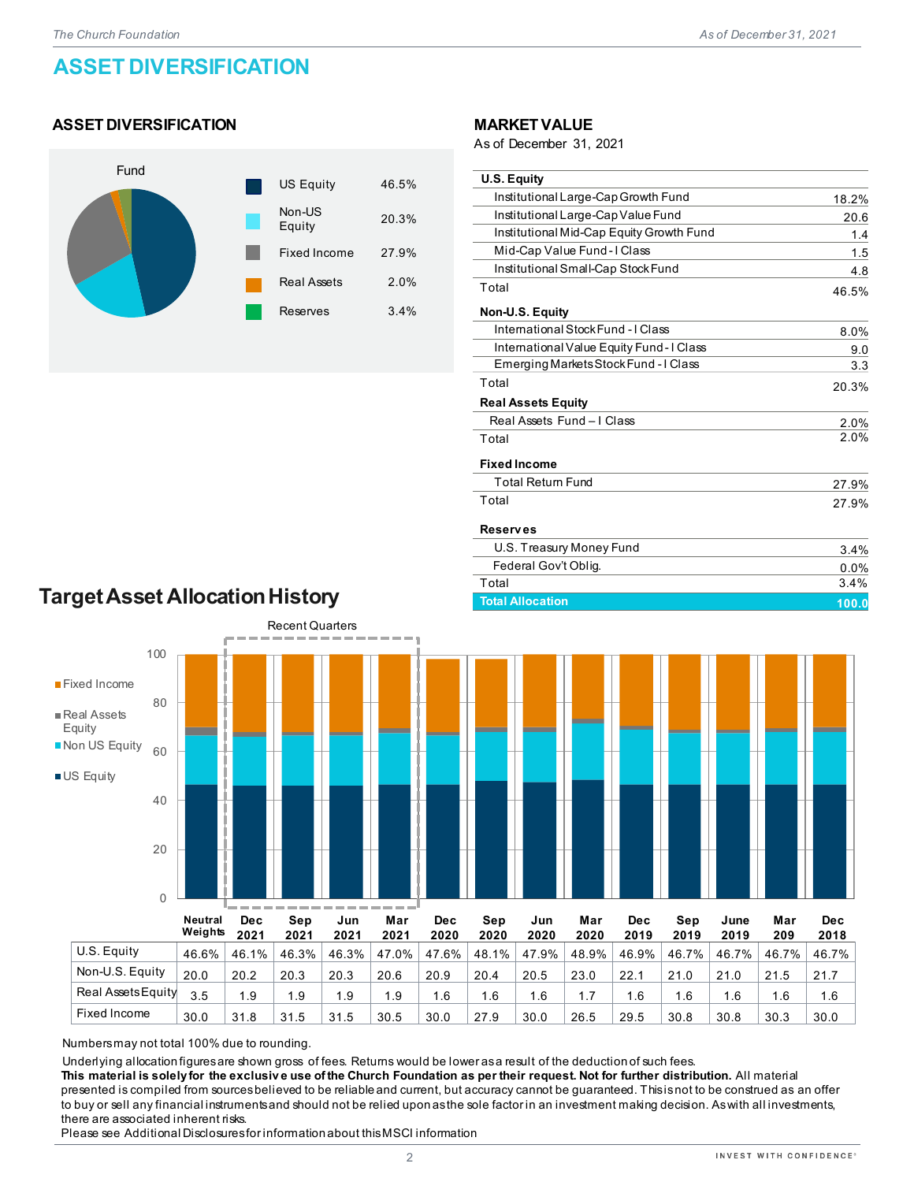# ASSET DIVERSIFICATION

## ASSET DIVERSIFICATION

Fund

| Asset Class | % |
|---|---|
| US Equity | 46.5% |
| Non-US Equity | 20.3% |
| Fixed Income | 27.9% |
| Real Assets | 2.0% |
| Reserves | 3.4% |

## MARKET VALUE

As of December 31, 2021

| | |
|---|---|
| **U.S. Equity** | |
| Institutional Large-Cap Growth Fund | 18.2% |
| Institutional Large-Cap Value Fund | 20.6 |
| Institutional Mid-Cap Equity Growth Fund | 1.4 |
| Mid-Cap Value Fund - I Class | 1.5 |
| Institutional Small-Cap Stock Fund | 4.8 |
| Total | 46.5% |
| **Non-U.S. Equity** | |
| International Stock Fund - I Class | 8.0% |
| International Value Equity Fund - I Class | 9.0 |
| Emerging Markets Stock Fund - I Class | 3.3 |
| Total | 20.3% |
| **Real Assets Equity** | |
| Real Assets Fund – I Class | 2.0% |
| Total | 2.0% |
| **Fixed Income** | |
| Total Return Fund | 27.9% |
| Total | 27.9% |
| **Reserves** | |
| U.S. Treasury Money Fund | 3.4% |
| Federal Gov't Oblig. | 0.0% |
| Total | 3.4% |
| **Total Allocation** | **100.0** |

## Target Asset Allocation History

Recent Quarters: Dec 2021, Sep 2021, Jun 2021, Mar 2021

| | Neutral Weights | Dec 2021 | Sep 2021 | Jun 2021 | Mar 2021 | Dec 2020 | Sep 2020 | Jun 2020 | Mar 2020 | Dec 2019 | Sep 2019 | June 2019 | Mar 209 | Dec 2018 |
|---|---|---|---|---|---|---|---|---|---|---|---|---|---|---|
| U.S. Equity | 46.6% | 46.1% | 46.3% | 46.3% | 47.0% | 47.6% | 48.1% | 47.9% | 48.9% | 46.9% | 46.7% | 46.7% | 46.7% | 46.7% |
| Non-U.S. Equity | 20.0 | 20.2 | 20.3 | 20.3 | 20.6 | 20.9 | 20.4 | 20.5 | 23.0 | 22.1 | 21.0 | 21.0 | 21.5 | 21.7 |
| Real Assets Equity | 3.5 | 1.9 | 1.9 | 1.9 | 1.9 | 1.6 | 1.6 | 1.6 | 1.7 | 1.6 | 1.6 | 1.6 | 1.6 | 1.6 |
| Fixed Income | 30.0 | 31.8 | 31.5 | 31.5 | 30.5 | 30.0 | 27.9 | 30.0 | 26.5 | 29.5 | 30.8 | 30.8 | 30.3 | 30.0 |

Numbers may not total 100% due to rounding.

Underlying allocation figures are shown gross of fees. Returns would be lower as a result of the deduction of such fees.

**This material is solely for the exclusive use of the Church Foundation as per their request. Not for further distribution.** All material presented is compiled from sources believed to be reliable and current, but accuracy cannot be guaranteed. This is not to be construed as an offer to buy or sell any financial instruments and should not be relied upon as the sole factor in an investment making decision. As with all investments, there are associated inherent risks.

Please see Additional Disclosures for information about this MSCI information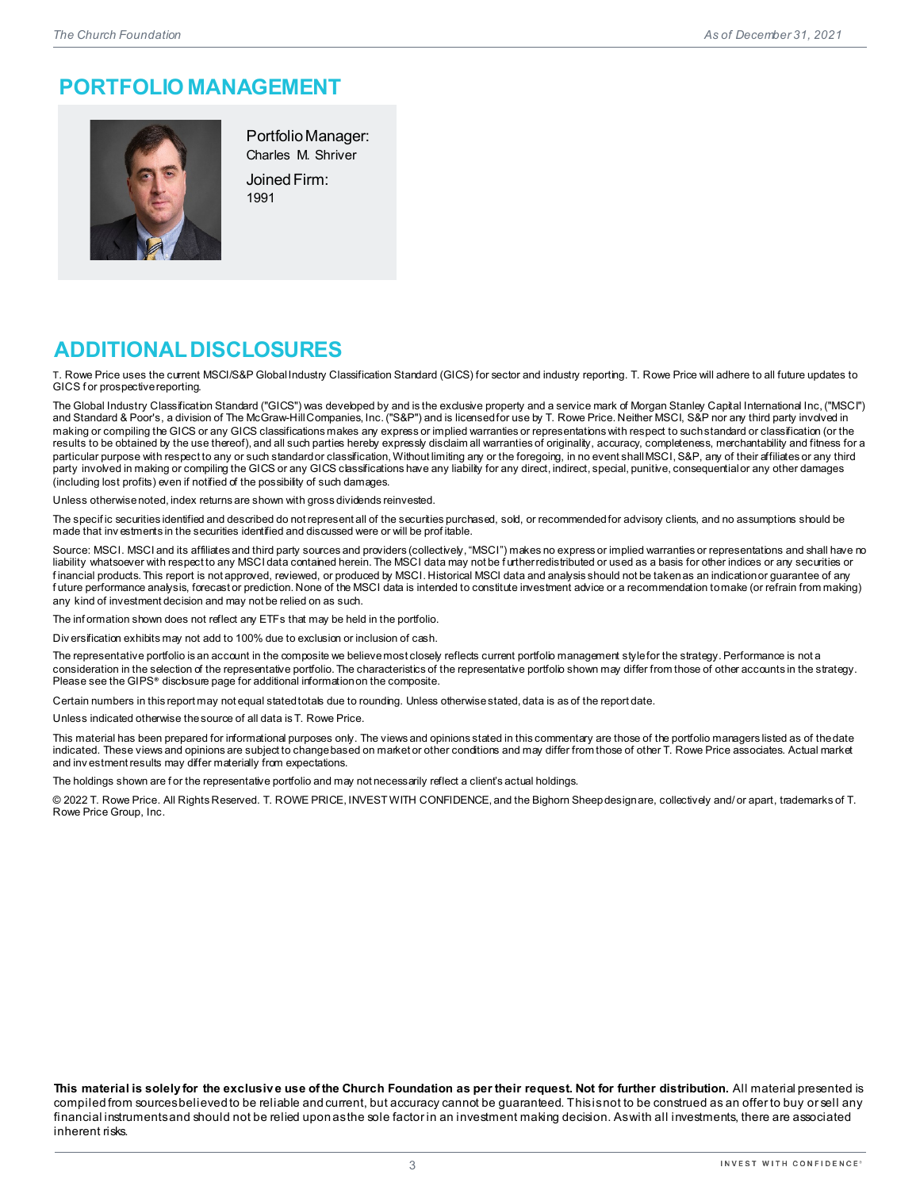## PORTFOLIO MANAGEMENT

Portfolio Manager:
Charles M. Shriver

Joined Firm:
1991

## ADDITIONAL DISCLOSURES

T. Rowe Price uses the current MSCI/S&P Global Industry Classification Standard (GICS) for sector and industry reporting. T. Rowe Price will adhere to all future updates to GICS for prospective reporting.

The Global Industry Classification Standard ("GICS") was developed by and is the exclusive property and a service mark of Morgan Stanley Capital International Inc, ("MSCI") and Standard & Poor's, a division of The McGraw-Hill Companies, Inc. ("S&P") and is licensed for use by T. Rowe Price. Neither MSCI, S&P nor any third party involved in making or compiling the GICS or any GICS classifications makes any express or implied warranties or representations with respect to such standard or classification (or the results to be obtained by the use thereof), and all such parties hereby expressly disclaim all warranties of originality, accuracy, completeness, merchantability and fitness for a particular purpose with respect to any or such standard or classification, Without limiting any or the foregoing, in no event shall MSCI, S&P, any of their affiliates or any third party involved in making or compiling the GICS or any GICS classifications have any liability for any direct, indirect, special, punitive, consequential or any other damages (including lost profits) even if notified of the possibility of such damages.

Unless otherwise noted, index returns are shown with gross dividends reinvested.

The specific securities identified and described do not represent all of the securities purchased, sold, or recommended for advisory clients, and no assumptions should be made that investments in the securities identified and discussed were or will be profitable.

Source: MSCI. MSCI and its affiliates and third party sources and providers (collectively, "MSCI") makes no express or implied warranties or representations and shall have no liability whatsoever with respect to any MSCI data contained herein. The MSCI data may not be further redistributed or used as a basis for other indices or any securities or financial products. This report is not approved, reviewed, or produced by MSCI. Historical MSCI data and analysis should not be taken as an indication or guarantee of any future performance analysis, forecast or prediction. None of the MSCI data is intended to constitute investment advice or a recommendation to make (or refrain from making) any kind of investment decision and may not be relied on as such.

The information shown does not reflect any ETFs that may be held in the portfolio.

Diversification exhibits may not add to 100% due to exclusion or inclusion of cash.

The representative portfolio is an account in the composite we believe most closely reflects current portfolio management style for the strategy. Performance is not a consideration in the selection of the representative portfolio. The characteristics of the representative portfolio shown may differ from those of other accounts in the strategy. Please see the GIPS® disclosure page for additional information on the composite.

Certain numbers in this report may not equal stated totals due to rounding. Unless otherwise stated, data is as of the report date.

Unless indicated otherwise the source of all data is T. Rowe Price.

This material has been prepared for informational purposes only. The views and opinions stated in this commentary are those of the portfolio managers listed as of the date indicated. These views and opinions are subject to change based on market or other conditions and may differ from those of other T. Rowe Price associates. Actual market and investment results may differ materially from expectations.

The holdings shown are for the representative portfolio and may not necessarily reflect a client's actual holdings.

© 2022 T. Rowe Price. All Rights Reserved. T. ROWE PRICE, INVEST WITH CONFIDENCE, and the Bighorn Sheep design are, collectively and/ or apart, trademarks of T. Rowe Price Group, Inc.

**This material is solely for the exclusive use of the Church Foundation as per their request. Not for further distribution.** All material presented is compiled from sources believed to be reliable and current, but accuracy cannot be guaranteed. This is not to be construed as an offer to buy or sell any financial instruments and should not be relied upon as the sole factor in an investment making decision. As with all investments, there are associated inherent risks.